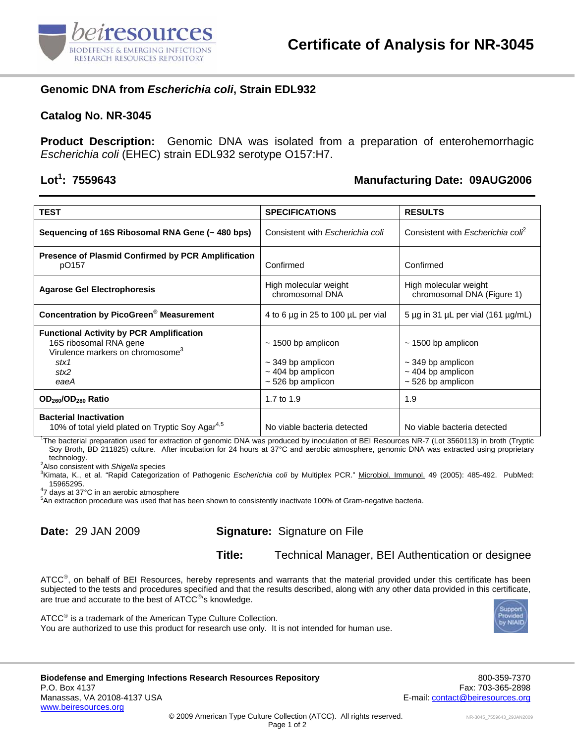# Certificate of Analysis for NR-3045

## Genomic DNA from *Escherichia coli*, Strain EDL932

## Catalog No. NR-3045

**Product Description:** Genomic DNA was isolated from a preparation of enterohemorrhagic *Escherichia coli* (EHEC) strain EDL932 serotype O157:H7.

**Lot[1]: 7559643** **Manufacturing Date: 09AUG2006**

| TEST | SPECIFICATIONS | RESULTS |
|---|---|---|
| **Sequencing of 16S Ribosomal RNA Gene (~ 480 bps)** | Consistent with *Escherichia coli* | Consistent with *Escherichia coli*[2] |
| **Presence of Plasmid Confirmed by PCR Amplification** pO157 | Confirmed | Confirmed |
| **Agarose Gel Electrophoresis** | High molecular weight chromosomal DNA | High molecular weight chromosomal DNA (Figure 1) |
| **Concentration by PicoGreen® Measurement** | 4 to 6 µg in 25 to 100 µL per vial | 5 µg in 31 µL per vial (161 µg/mL) |
| **Functional Activity by PCR Amplification**<br>16S ribosomal RNA gene<br>Virulence markers on chromosome[3]<br>*stx1*<br>*stx2*<br>*eaeA* | <br>~ 1500 bp amplicon<br><br>~ 349 bp amplicon<br>~ 404 bp amplicon<br>~ 526 bp amplicon | <br>~ 1500 bp amplicon<br><br>~ 349 bp amplicon<br>~ 404 bp amplicon<br>~ 526 bp amplicon |
| **$OD_{260}/OD_{280}$ Ratio** | 1.7 to 1.9 | 1.9 |
| **Bacterial Inactivation**<br>10% of total yield plated on Tryptic Soy Agar[4,5] | No viable bacteria detected | No viable bacteria detected |

[1]The bacterial preparation used for extraction of genomic DNA was produced by inoculation of BEI Resources NR-7 (Lot 3560113) in broth (Tryptic Soy Broth, BD 211825) culture. After incubation for 24 hours at 37°C and aerobic atmosphere, genomic DNA was extracted using proprietary technology.
[2]Also consistent with *Shigella* species
[3]Kimata, K., et al. "Rapid Categorization of Pathogenic *Escherichia coli* by Multiplex PCR." Microbiol. Immunol. 49 (2005): 485-492. PubMed: 15965295.
[4]7 days at 37°C in an aerobic atmosphere
[5]An extraction procedure was used that has been shown to consistently inactivate 100% of Gram-negative bacteria.

**Date:** 29 JAN 2009 **Signature:** Signature on File

**Title:** Technical Manager, BEI Authentication or designee

ATCC®, on behalf of BEI Resources, hereby represents and warrants that the material provided under this certificate has been subjected to the tests and procedures specified and that the results described, along with any other data provided in this certificate, are true and accurate to the best of ATCC®'s knowledge.

ATCC® is a trademark of the American Type Culture Collection.
You are authorized to use this product for research use only. It is not intended for human use.

**Biodefense and Emerging Infections Research Resources Repository**
P.O. Box 4137
Manassas, VA 20108-4137 USA
www.beiresources.org

800-359-7370
Fax: 703-365-2898
E-mail: contact@beiresources.org

© 2009 American Type Culture Collection (ATCC). All rights reserved.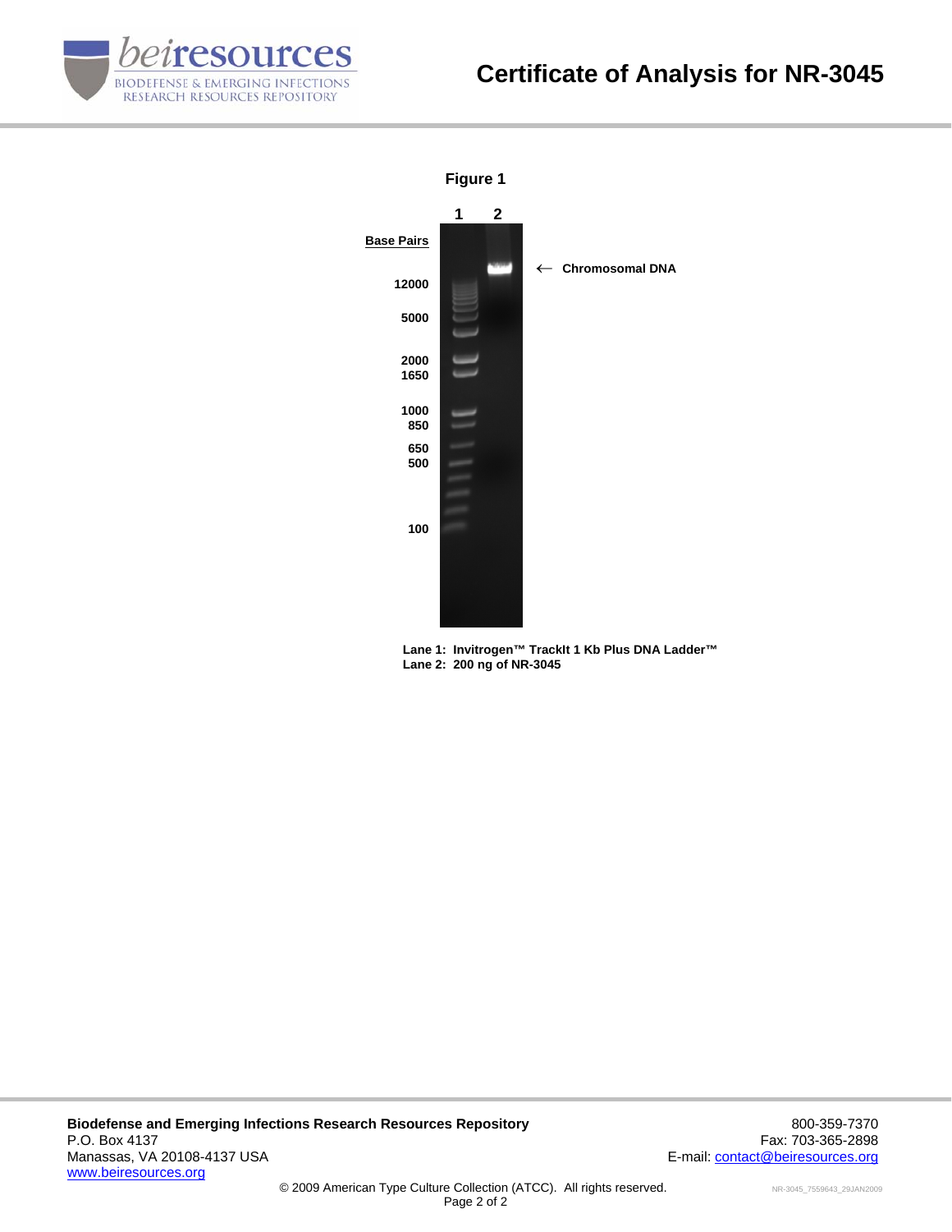## Figure 1

1 2

Base Pairs

12000

5000

2000

1650

1000

850

650

500

100

← Chromosomal DNA

**Lane 1: Invitrogen™ TrackIt 1 Kb Plus DNA Ladder™**
**Lane 2: 200 ng of NR-3045**

**Biodefense and Emerging Infections Research Resources Repository**
P.O. Box 4137
Manassas, VA 20108-4137 USA
www.beiresources.org

800-359-7370
Fax: 703-365-2898
E-mail: contact@beiresources.org

© 2009 American Type Culture Collection (ATCC). All rights reserved.